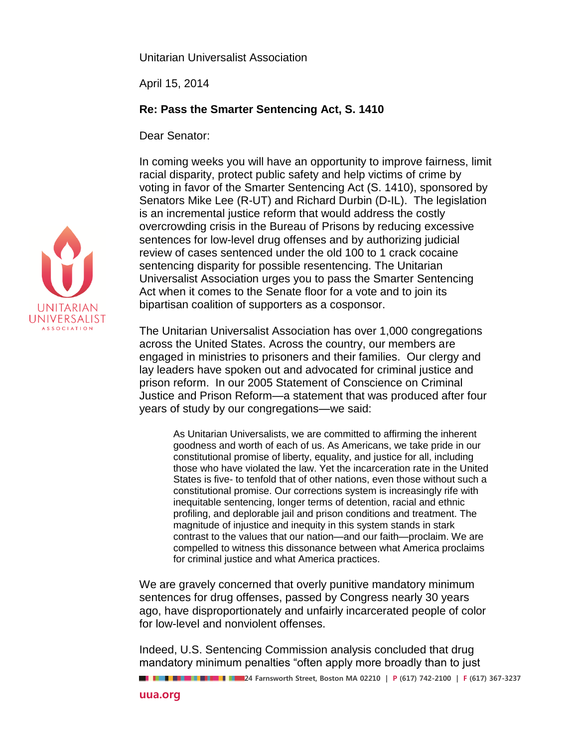Unitarian Universalist Association

April 15, 2014

**Re: Pass the Smarter Sentencing Act, S. 1410**

Dear Senator:

In coming weeks you will have an opportunity to improve fairness, limit racial disparity, protect public safety and help victims of crime by voting in favor of the Smarter Sentencing Act (S. 1410), sponsored by Senators Mike Lee (R-UT) and Richard Durbin (D-IL). The legislation is an incremental justice reform that would address the costly overcrowding crisis in the Bureau of Prisons by reducing excessive sentences for low-level drug offenses and by authorizing judicial review of cases sentenced under the old 100 to 1 crack cocaine sentencing disparity for possible resentencing. The Unitarian Universalist Association urges you to pass the Smarter Sentencing Act when it comes to the Senate floor for a vote and to join its bipartisan coalition of supporters as a cosponsor.

The Unitarian Universalist Association has over 1,000 congregations across the United States. Across the country, our members are engaged in ministries to prisoners and their families. Our clergy and lay leaders have spoken out and advocated for criminal justice and prison reform. In our 2005 Statement of Conscience on Criminal Justice and Prison Reform—a statement that was produced after four years of study by our congregations—we said:

> As Unitarian Universalists, we are committed to affirming the inherent goodness and worth of each of us. As Americans, we take pride in our constitutional promise of liberty, equality, and justice for all, including those who have violated the law. Yet the incarceration rate in the United States is five- to tenfold that of other nations, even those without such a constitutional promise. Our corrections system is increasingly rife with inequitable sentencing, longer terms of detention, racial and ethnic profiling, and deplorable jail and prison conditions and treatment. The magnitude of injustice and inequity in this system stands in stark contrast to the values that our nation—and our faith—proclaim. We are compelled to witness this dissonance between what America proclaims for criminal justice and what America practices.

We are gravely concerned that overly punitive mandatory minimum sentences for drug offenses, passed by Congress nearly 30 years ago, have disproportionately and unfairly incarcerated people of color for low-level and nonviolent offenses.

Indeed, U.S. Sentencing Commission analysis concluded that drug mandatory minimum penalties "often apply more broadly than to just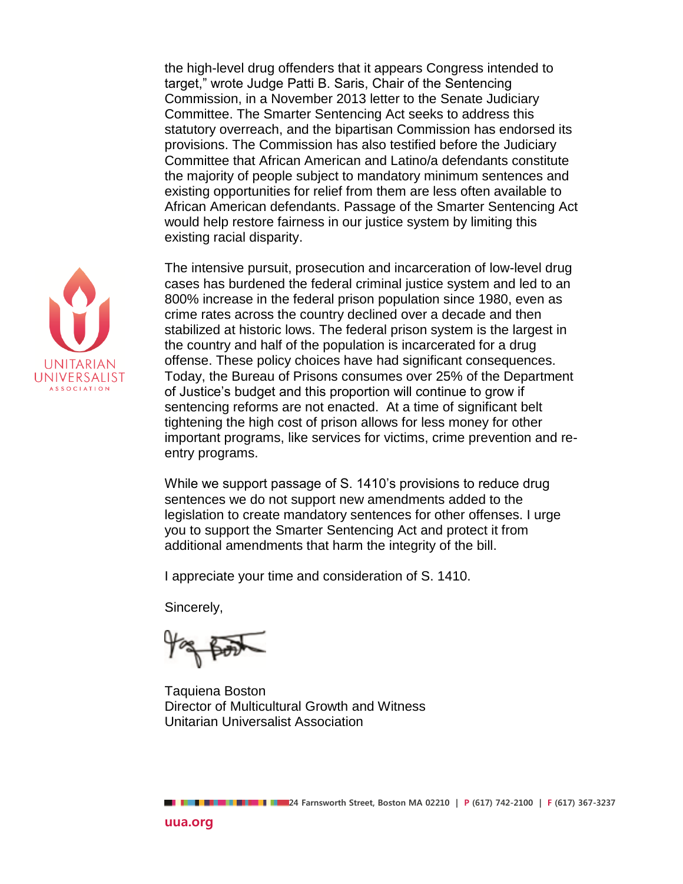the high-level drug offenders that it appears Congress intended to target," wrote Judge Patti B. Saris, Chair of the Sentencing Commission, in a November 2013 letter to the Senate Judiciary Committee. The Smarter Sentencing Act seeks to address this statutory overreach, and the bipartisan Commission has endorsed its provisions. The Commission has also testified before the Judiciary Committee that African American and Latino/a defendants constitute the majority of people subject to mandatory minimum sentences and existing opportunities for relief from them are less often available to African American defendants. Passage of the Smarter Sentencing Act would help restore fairness in our justice system by limiting this existing racial disparity.

The intensive pursuit, prosecution and incarceration of low-level drug cases has burdened the federal criminal justice system and led to an 800% increase in the federal prison population since 1980, even as crime rates across the country declined over a decade and then stabilized at historic lows. The federal prison system is the largest in the country and half of the population is incarcerated for a drug offense. These policy choices have had significant consequences. Today, the Bureau of Prisons consumes over 25% of the Department of Justice's budget and this proportion will continue to grow if sentencing reforms are not enacted. At a time of significant belt tightening the high cost of prison allows for less money for other important programs, like services for victims, crime prevention and re-entry programs.

While we support passage of S. 1410's provisions to reduce drug sentences we do not support new amendments added to the legislation to create mandatory sentences for other offenses. I urge you to support the Smarter Sentencing Act and protect it from additional amendments that harm the integrity of the bill.

I appreciate your time and consideration of S. 1410.

Sincerely,

Taquiena Boston
Director of Multicultural Growth and Witness
Unitarian Universalist Association

24 Farnsworth Street, Boston MA 02210 | P (617) 742-2100 | F (617) 367-3237

uua.org